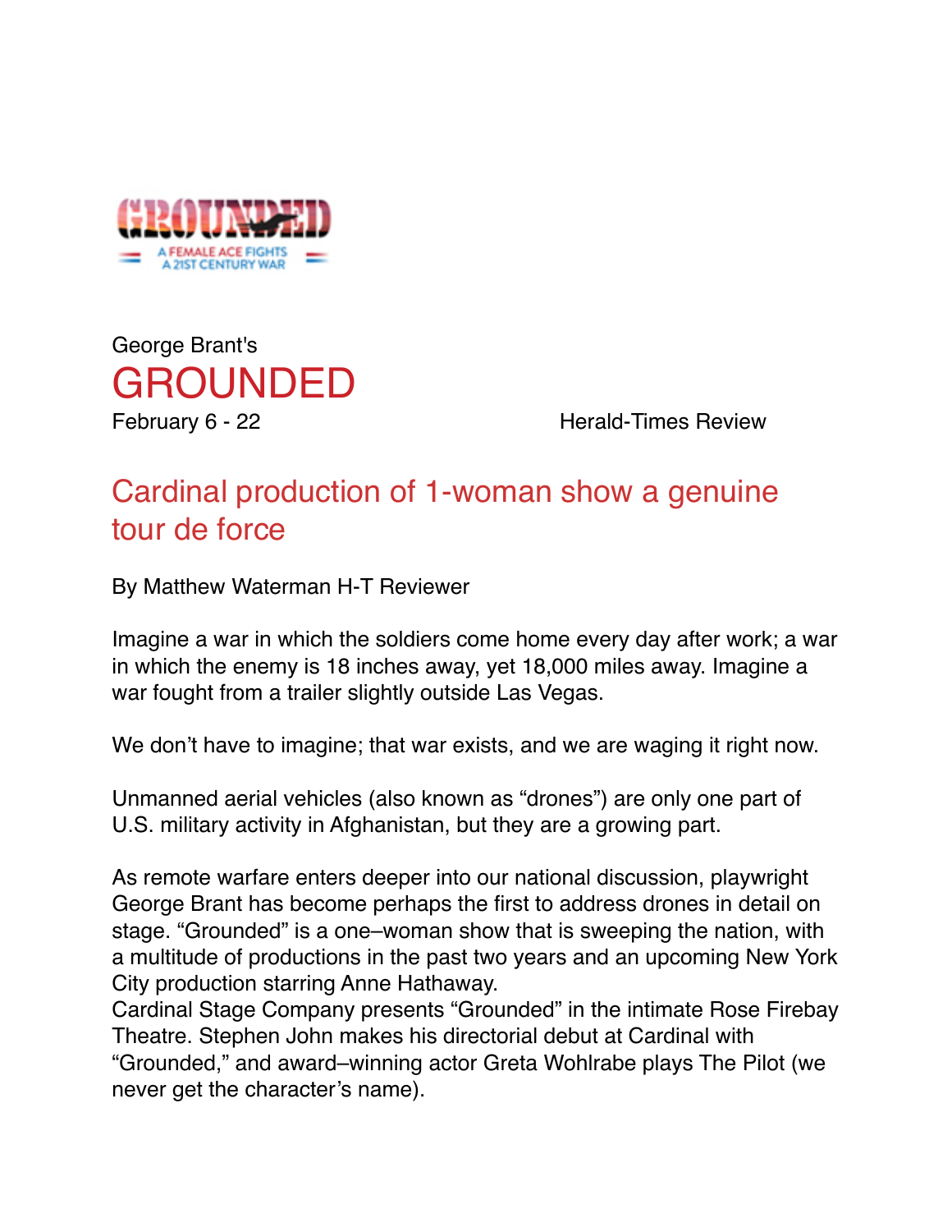GROUNDED

A FEMALE ACE FIGHTS A 21ST CENTURY WAR

George Brant's

# GROUNDED

February 6 - 22

Herald-Times Review

## Cardinal production of 1-woman show a genuine tour de force

By Matthew Waterman H-T Reviewer

Imagine a war in which the soldiers come home every day after work; a war in which the enemy is 18 inches away, yet 18,000 miles away. Imagine a war fought from a trailer slightly outside Las Vegas.

We don't have to imagine; that war exists, and we are waging it right now.

Unmanned aerial vehicles (also known as "drones") are only one part of U.S. military activity in Afghanistan, but they are a growing part.

As remote warfare enters deeper into our national discussion, playwright George Brant has become perhaps the first to address drones in detail on stage. "Grounded" is a one–woman show that is sweeping the nation, with a multitude of productions in the past two years and an upcoming New York City production starring Anne Hathaway.
Cardinal Stage Company presents "Grounded" in the intimate Rose Firebay Theatre. Stephen John makes his directorial debut at Cardinal with "Grounded," and award–winning actor Greta Wohlrabe plays The Pilot (we never get the character's name).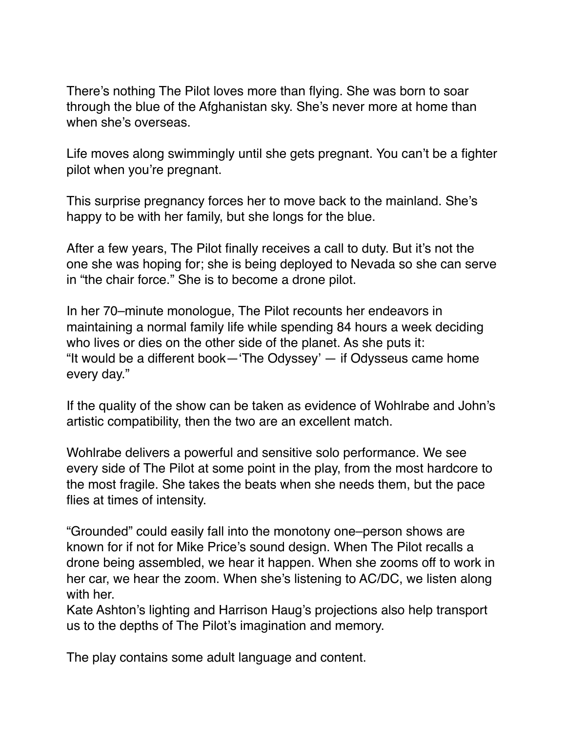There's nothing The Pilot loves more than flying. She was born to soar through the blue of the Afghanistan sky. She's never more at home than when she's overseas.

Life moves along swimmingly until she gets pregnant. You can't be a fighter pilot when you're pregnant.

This surprise pregnancy forces her to move back to the mainland. She's happy to be with her family, but she longs for the blue.

After a few years, The Pilot finally receives a call to duty. But it's not the one she was hoping for; she is being deployed to Nevada so she can serve in "the chair force." She is to become a drone pilot.

In her 70–minute monologue, The Pilot recounts her endeavors in maintaining a normal family life while spending 84 hours a week deciding who lives or dies on the other side of the planet. As she puts it: "It would be a different book—'The Odyssey' — if Odysseus came home every day."

If the quality of the show can be taken as evidence of Wohlrabe and John's artistic compatibility, then the two are an excellent match.

Wohlrabe delivers a powerful and sensitive solo performance. We see every side of The Pilot at some point in the play, from the most hardcore to the most fragile. She takes the beats when she needs them, but the pace flies at times of intensity.

"Grounded" could easily fall into the monotony one–person shows are known for if not for Mike Price's sound design. When The Pilot recalls a drone being assembled, we hear it happen. When she zooms off to work in her car, we hear the zoom. When she's listening to AC/DC, we listen along with her.
Kate Ashton's lighting and Harrison Haug's projections also help transport us to the depths of The Pilot's imagination and memory.

The play contains some adult language and content.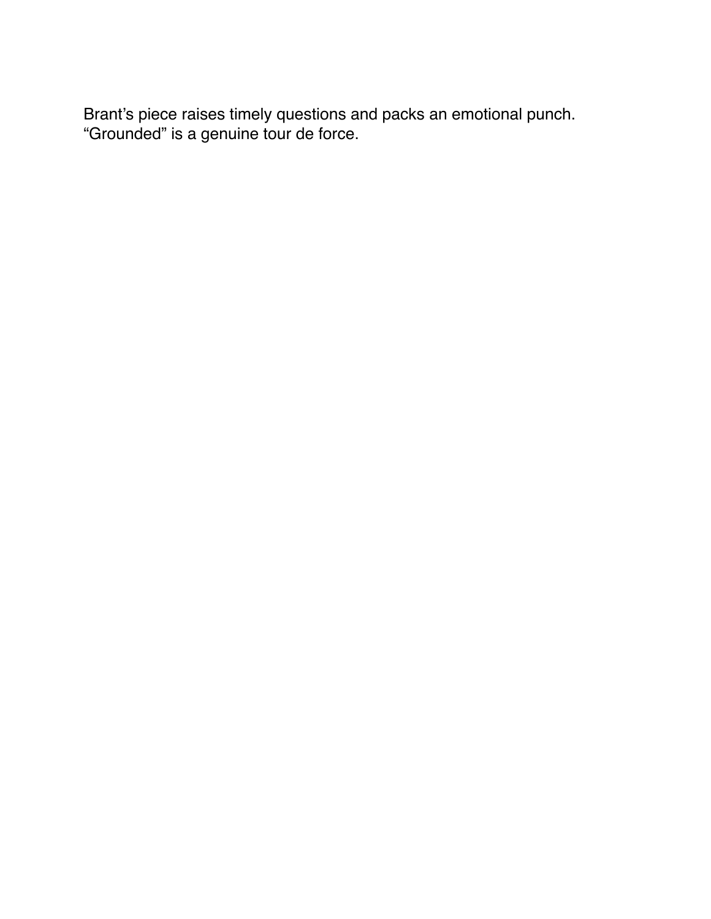Brant’s piece raises timely questions and packs an emotional punch. “Grounded” is a genuine tour de force.